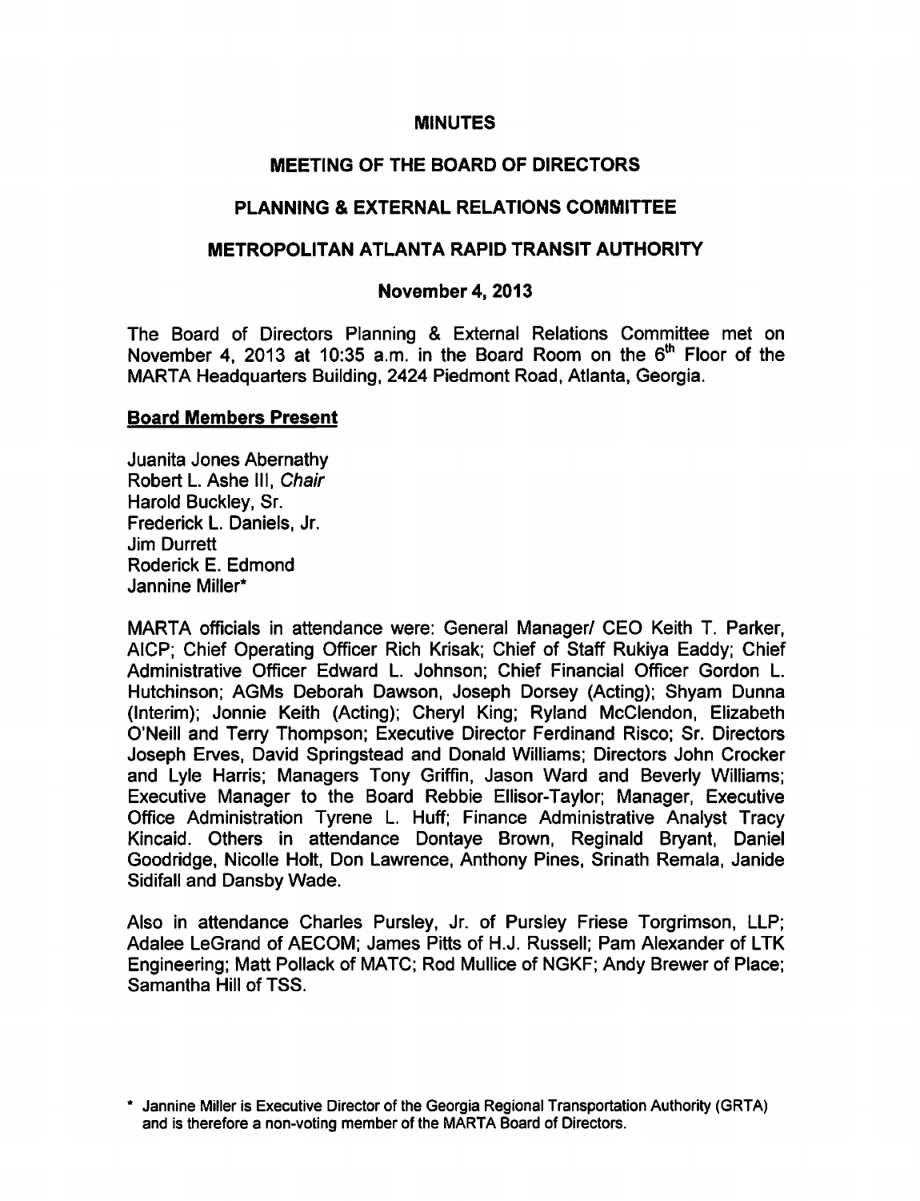# MINUTES

## MEETING OF THE BOARD OF DIRECTORS

## PLANNING & EXTERNAL RELATIONS COMMITTEE

## METROPOLITAN ATLANTA RAPID TRANSIT AUTHORITY

### November 4, 2013

The Board of Directors Planning & External Relations Committee met on November 4, 2013 at 10:35 a.m. in the Board Room on the 6th Floor of the MARTA Headquarters Building, 2424 Piedmont Road, Atlanta, Georgia.

**Board Members Present**

Juanita Jones Abernathy
Robert L. Ashe III, *Chair*
Harold Buckley, Sr.
Frederick L. Daniels, Jr.
Jim Durrett
Roderick E. Edmond
Jannine Miller*

MARTA officials in attendance were: General Manager/ CEO Keith T. Parker, AICP; Chief Operating Officer Rich Krisak; Chief of Staff Rukiya Eaddy; Chief Administrative Officer Edward L. Johnson; Chief Financial Officer Gordon L. Hutchinson; AGMs Deborah Dawson, Joseph Dorsey (Acting); Shyam Dunna (Interim); Jonnie Keith (Acting); Cheryl King; Ryland McClendon, Elizabeth O'Neill and Terry Thompson; Executive Director Ferdinand Risco; Sr. Directors Joseph Erves, David Springstead and Donald Williams; Directors John Crocker and Lyle Harris; Managers Tony Griffin, Jason Ward and Beverly Williams; Executive Manager to the Board Rebbie Ellisor-Taylor; Manager, Executive Office Administration Tyrene L. Huff; Finance Administrative Analyst Tracy Kincaid. Others in attendance Dontaye Brown, Reginald Bryant, Daniel Goodridge, Nicolle Holt, Don Lawrence, Anthony Pines, Srinath Remala, Janide Sidifall and Dansby Wade.

Also in attendance Charles Pursley, Jr. of Pursley Friese Torgrimson, LLP; Adalee LeGrand of AECOM; James Pitts of H.J. Russell; Pam Alexander of LTK Engineering; Matt Pollack of MATC; Rod Mullice of NGKF; Andy Brewer of Place; Samantha Hill of TSS.

\* Jannine Miller is Executive Director of the Georgia Regional Transportation Authority (GRTA) and is therefore a non-voting member of the MARTA Board of Directors.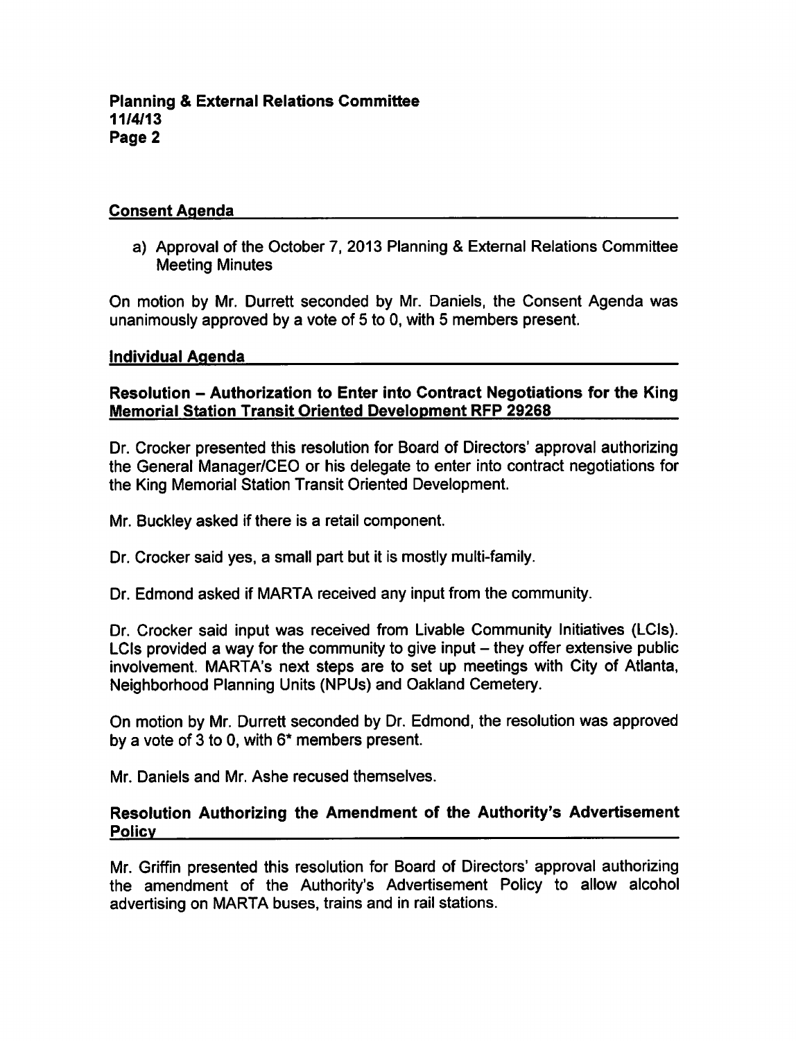## Consent Agenda

a) Approval of the October 7, 2013 Planning & External Relations Committee Meeting Minutes

On motion by Mr. Durrett seconded by Mr. Daniels, the Consent Agenda was unanimously approved by a vote of 5 to 0, with 5 members present.

## Individual Agenda

### Resolution – Authorization to Enter into Contract Negotiations for the King Memorial Station Transit Oriented Development RFP 29268

Dr. Crocker presented this resolution for Board of Directors' approval authorizing the General Manager/CEO or his delegate to enter into contract negotiations for the King Memorial Station Transit Oriented Development.

Mr. Buckley asked if there is a retail component.

Dr. Crocker said yes, a small part but it is mostly multi-family.

Dr. Edmond asked if MARTA received any input from the community.

Dr. Crocker said input was received from Livable Community Initiatives (LCIs). LCIs provided a way for the community to give input – they offer extensive public involvement. MARTA's next steps are to set up meetings with City of Atlanta, Neighborhood Planning Units (NPUs) and Oakland Cemetery.

On motion by Mr. Durrett seconded by Dr. Edmond, the resolution was approved by a vote of 3 to 0, with 6* members present.

Mr. Daniels and Mr. Ashe recused themselves.

### Resolution Authorizing the Amendment of the Authority's Advertisement Policy

Mr. Griffin presented this resolution for Board of Directors' approval authorizing the amendment of the Authority's Advertisement Policy to allow alcohol advertising on MARTA buses, trains and in rail stations.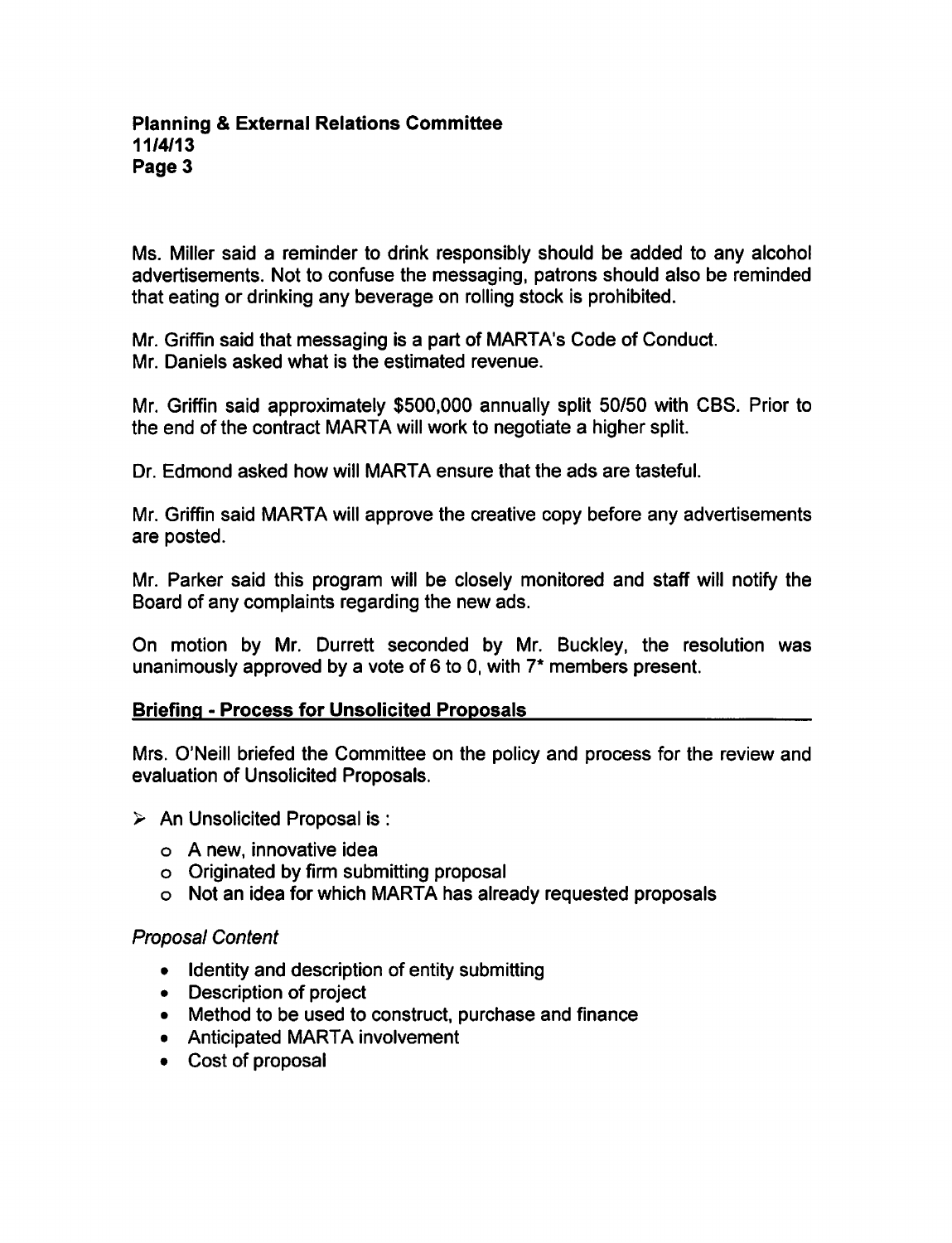Ms. Miller said a reminder to drink responsibly should be added to any alcohol advertisements. Not to confuse the messaging, patrons should also be reminded that eating or drinking any beverage on rolling stock is prohibited.

Mr. Griffin said that messaging is a part of MARTA's Code of Conduct.
Mr. Daniels asked what is the estimated revenue.

Mr. Griffin said approximately $500,000 annually split 50/50 with CBS. Prior to the end of the contract MARTA will work to negotiate a higher split.

Dr. Edmond asked how will MARTA ensure that the ads are tasteful.

Mr. Griffin said MARTA will approve the creative copy before any advertisements are posted.

Mr. Parker said this program will be closely monitored and staff will notify the Board of any complaints regarding the new ads.

On motion by Mr. Durrett seconded by Mr. Buckley, the resolution was unanimously approved by a vote of 6 to 0, with 7* members present.

## Briefing - Process for Unsolicited Proposals

Mrs. O'Neill briefed the Committee on the policy and process for the review and evaluation of Unsolicited Proposals.

- An Unsolicited Proposal is :
  - A new, innovative idea
  - Originated by firm submitting proposal
  - Not an idea for which MARTA has already requested proposals

*Proposal Content*

- Identity and description of entity submitting
- Description of project
- Method to be used to construct, purchase and finance
- Anticipated MARTA involvement
- Cost of proposal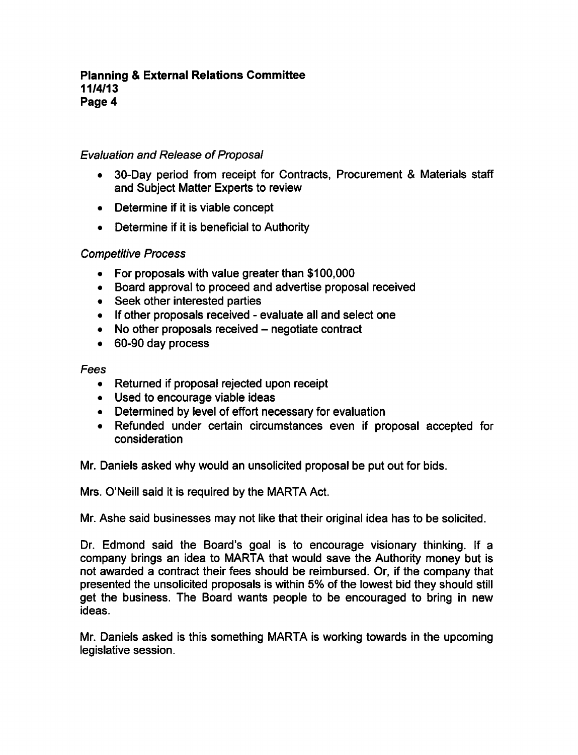*Evaluation and Release of Proposal*

- 30-Day period from receipt for Contracts, Procurement & Materials staff and Subject Matter Experts to review
- Determine if it is viable concept
- Determine if it is beneficial to Authority

*Competitive Process*

- For proposals with value greater than $100,000
- Board approval to proceed and advertise proposal received
- Seek other interested parties
- If other proposals received - evaluate all and select one
- No other proposals received – negotiate contract
- 60-90 day process

*Fees*

- Returned if proposal rejected upon receipt
- Used to encourage viable ideas
- Determined by level of effort necessary for evaluation
- Refunded under certain circumstances even if proposal accepted for consideration

Mr. Daniels asked why would an unsolicited proposal be put out for bids.

Mrs. O'Neill said it is required by the MARTA Act.

Mr. Ashe said businesses may not like that their original idea has to be solicited.

Dr. Edmond said the Board's goal is to encourage visionary thinking. If a company brings an idea to MARTA that would save the Authority money but is not awarded a contract their fees should be reimbursed. Or, if the company that presented the unsolicited proposals is within 5% of the lowest bid they should still get the business. The Board wants people to be encouraged to bring in new ideas.

Mr. Daniels asked is this something MARTA is working towards in the upcoming legislative session.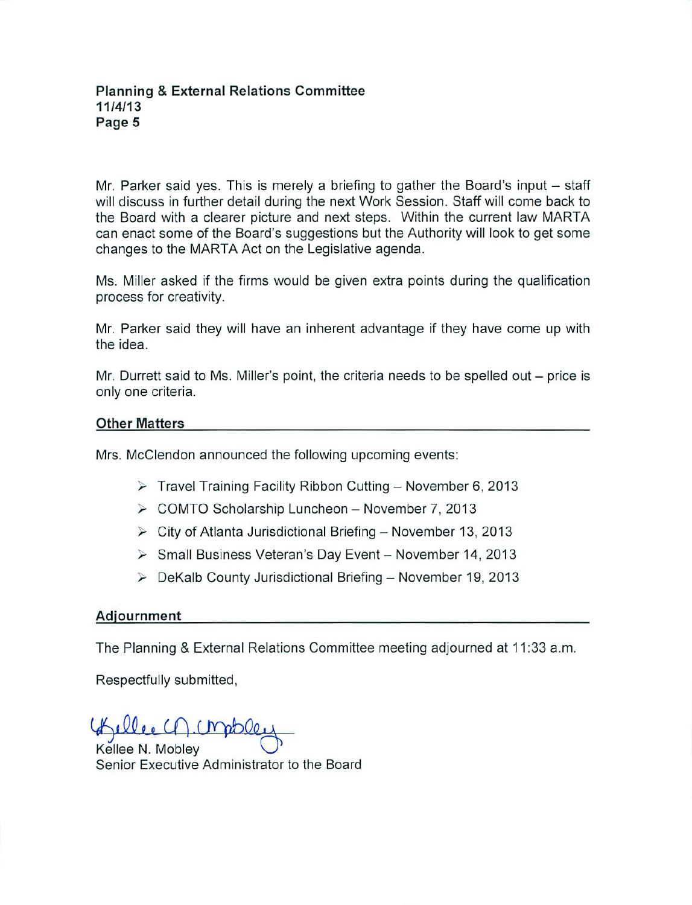Mr. Parker said yes. This is merely a briefing to gather the Board's input – staff will discuss in further detail during the next Work Session. Staff will come back to the Board with a clearer picture and next steps. Within the current law MARTA can enact some of the Board's suggestions but the Authority will look to get some changes to the MARTA Act on the Legislative agenda.

Ms. Miller asked if the firms would be given extra points during the qualification process for creativity.

Mr. Parker said they will have an inherent advantage if they have come up with the idea.

Mr. Durrett said to Ms. Miller's point, the criteria needs to be spelled out – price is only one criteria.

## Other Matters

Mrs. McClendon announced the following upcoming events:

- Travel Training Facility Ribbon Cutting – November 6, 2013
- COMTO Scholarship Luncheon – November 7, 2013
- City of Atlanta Jurisdictional Briefing – November 13, 2013
- Small Business Veteran's Day Event – November 14, 2013
- DeKalb County Jurisdictional Briefing – November 19, 2013

## Adjournment

The Planning & External Relations Committee meeting adjourned at 11:33 a.m.

Respectfully submitted,

Kellee N. Mobley

Kellee N. Mobley
Senior Executive Administrator to the Board